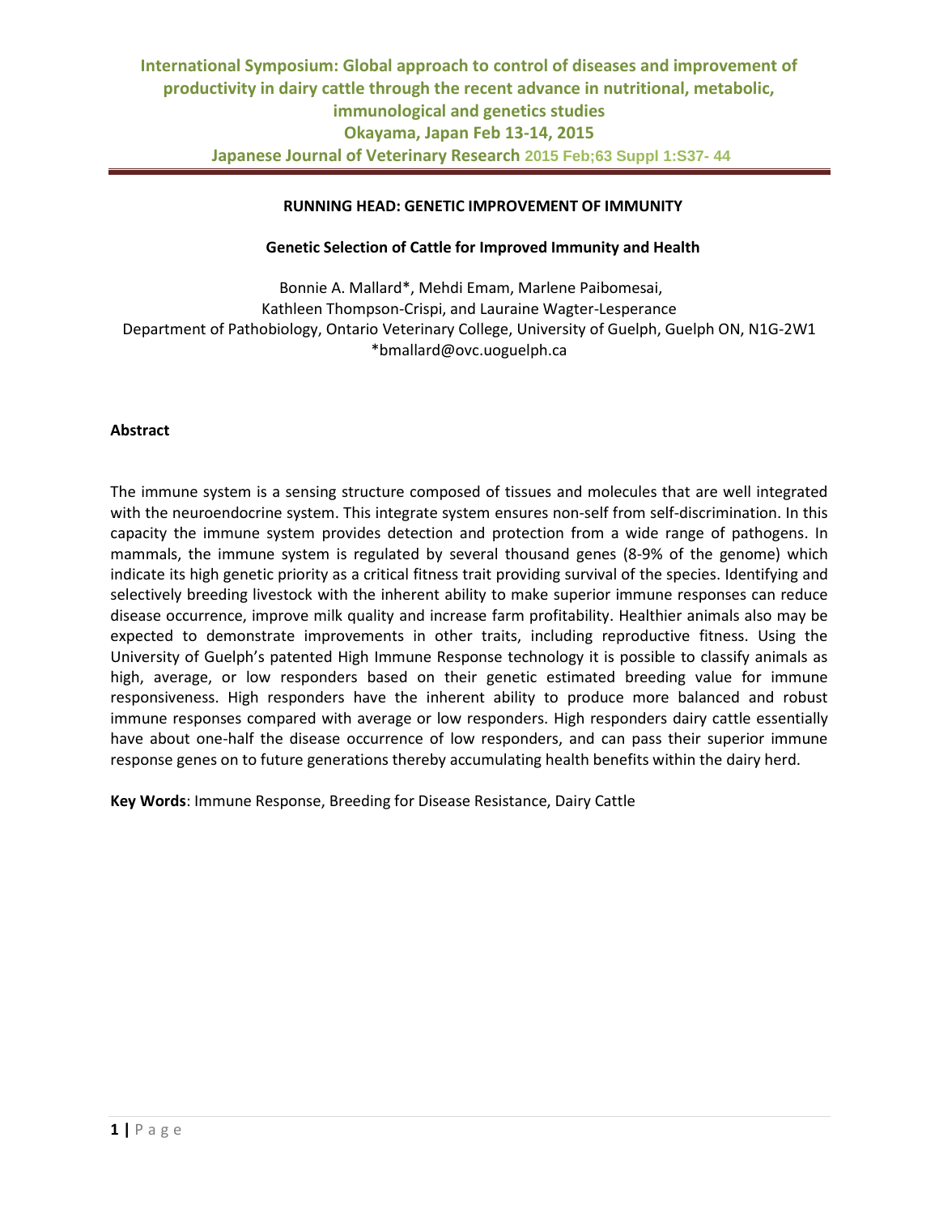# International Symposium: Global approach to control of diseases and improvement of productivity in dairy cattle through the recent advance in nutritional, metabolic, immunological and genetics studies

**Okayama, Japan Feb 13-14, 2015**

**Japanese Journal of Veterinary Research 2015 Feb;63 Suppl 1:S37- 44**

**RUNNING HEAD: GENETIC IMPROVEMENT OF IMMUNITY**

## Genetic Selection of Cattle for Improved Immunity and Health

Bonnie A. Mallard*, Mehdi Emam, Marlene Paibomesai,
Kathleen Thompson-Crispi, and Lauraine Wagter-Lesperance
Department of Pathobiology, Ontario Veterinary College, University of Guelph, Guelph ON, N1G-2W1
*bmallard@ovc.uoguelph.ca

### Abstract

The immune system is a sensing structure composed of tissues and molecules that are well integrated with the neuroendocrine system. This integrate system ensures non-self from self-discrimination. In this capacity the immune system provides detection and protection from a wide range of pathogens. In mammals, the immune system is regulated by several thousand genes (8-9% of the genome) which indicate its high genetic priority as a critical fitness trait providing survival of the species. Identifying and selectively breeding livestock with the inherent ability to make superior immune responses can reduce disease occurrence, improve milk quality and increase farm profitability. Healthier animals also may be expected to demonstrate improvements in other traits, including reproductive fitness. Using the University of Guelph's patented High Immune Response technology it is possible to classify animals as high, average, or low responders based on their genetic estimated breeding value for immune responsiveness. High responders have the inherent ability to produce more balanced and robust immune responses compared with average or low responders. High responders dairy cattle essentially have about one-half the disease occurrence of low responders, and can pass their superior immune response genes on to future generations thereby accumulating health benefits within the dairy herd.

**Key Words**: Immune Response, Breeding for Disease Resistance, Dairy Cattle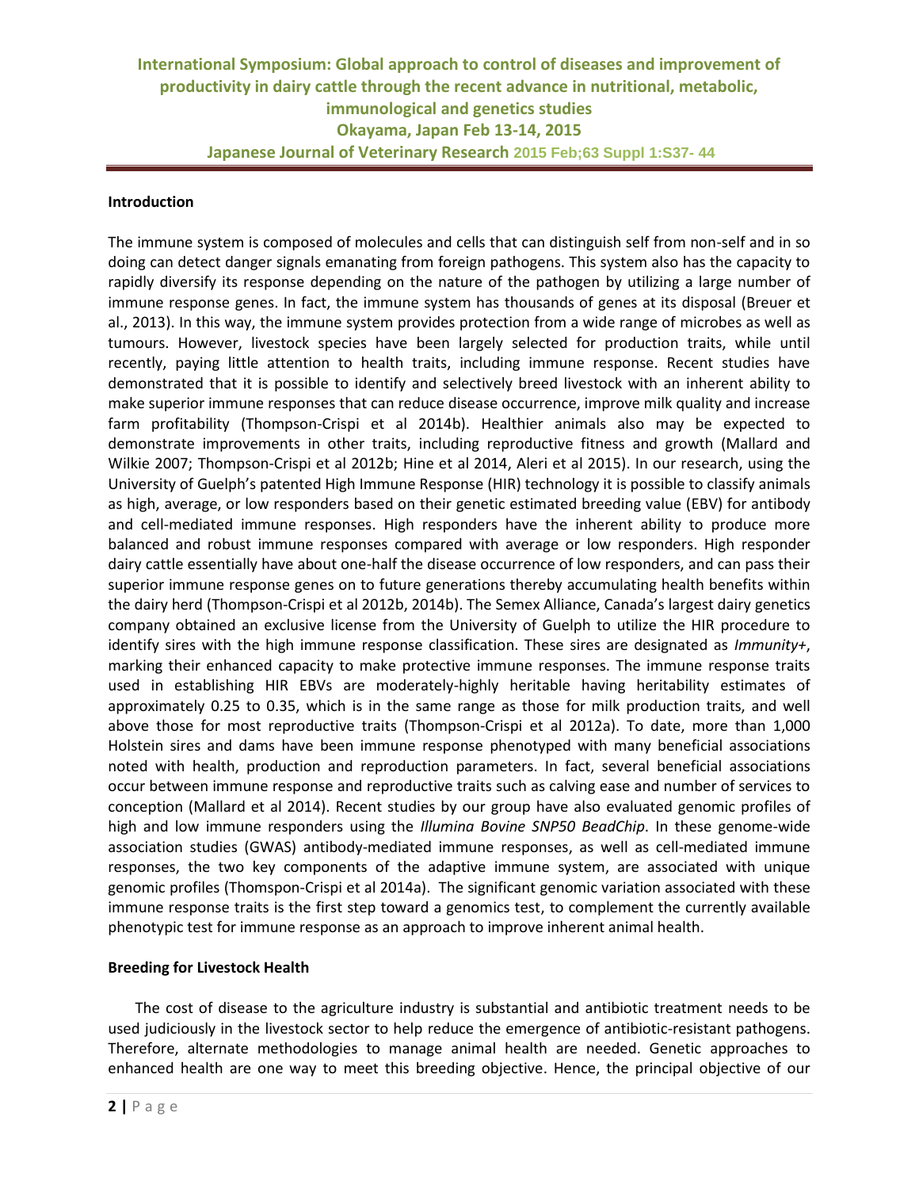## Introduction

The immune system is composed of molecules and cells that can distinguish self from non-self and in so doing can detect danger signals emanating from foreign pathogens. This system also has the capacity to rapidly diversify its response depending on the nature of the pathogen by utilizing a large number of immune response genes. In fact, the immune system has thousands of genes at its disposal (Breuer et al., 2013). In this way, the immune system provides protection from a wide range of microbes as well as tumours. However, livestock species have been largely selected for production traits, while until recently, paying little attention to health traits, including immune response. Recent studies have demonstrated that it is possible to identify and selectively breed livestock with an inherent ability to make superior immune responses that can reduce disease occurrence, improve milk quality and increase farm profitability (Thompson-Crispi et al 2014b). Healthier animals also may be expected to demonstrate improvements in other traits, including reproductive fitness and growth (Mallard and Wilkie 2007; Thompson-Crispi et al 2012b; Hine et al 2014, Aleri et al 2015). In our research, using the University of Guelph's patented High Immune Response (HIR) technology it is possible to classify animals as high, average, or low responders based on their genetic estimated breeding value (EBV) for antibody and cell-mediated immune responses. High responders have the inherent ability to produce more balanced and robust immune responses compared with average or low responders. High responder dairy cattle essentially have about one-half the disease occurrence of low responders, and can pass their superior immune response genes on to future generations thereby accumulating health benefits within the dairy herd (Thompson-Crispi et al 2012b, 2014b). The Semex Alliance, Canada's largest dairy genetics company obtained an exclusive license from the University of Guelph to utilize the HIR procedure to identify sires with the high immune response classification. These sires are designated as *Immunity+*, marking their enhanced capacity to make protective immune responses. The immune response traits used in establishing HIR EBVs are moderately-highly heritable having heritability estimates of approximately 0.25 to 0.35, which is in the same range as those for milk production traits, and well above those for most reproductive traits (Thompson-Crispi et al 2012a). To date, more than 1,000 Holstein sires and dams have been immune response phenotyped with many beneficial associations noted with health, production and reproduction parameters. In fact, several beneficial associations occur between immune response and reproductive traits such as calving ease and number of services to conception (Mallard et al 2014). Recent studies by our group have also evaluated genomic profiles of high and low immune responders using the *Illumina Bovine SNP50 BeadChip*. In these genome-wide association studies (GWAS) antibody-mediated immune responses, as well as cell-mediated immune responses, the two key components of the adaptive immune system, are associated with unique genomic profiles (Thomspon-Crispi et al 2014a). The significant genomic variation associated with these immune response traits is the first step toward a genomics test, to complement the currently available phenotypic test for immune response as an approach to improve inherent animal health.

## Breeding for Livestock Health

The cost of disease to the agriculture industry is substantial and antibiotic treatment needs to be used judiciously in the livestock sector to help reduce the emergence of antibiotic-resistant pathogens. Therefore, alternate methodologies to manage animal health are needed. Genetic approaches to enhanced health are one way to meet this breeding objective. Hence, the principal objective of our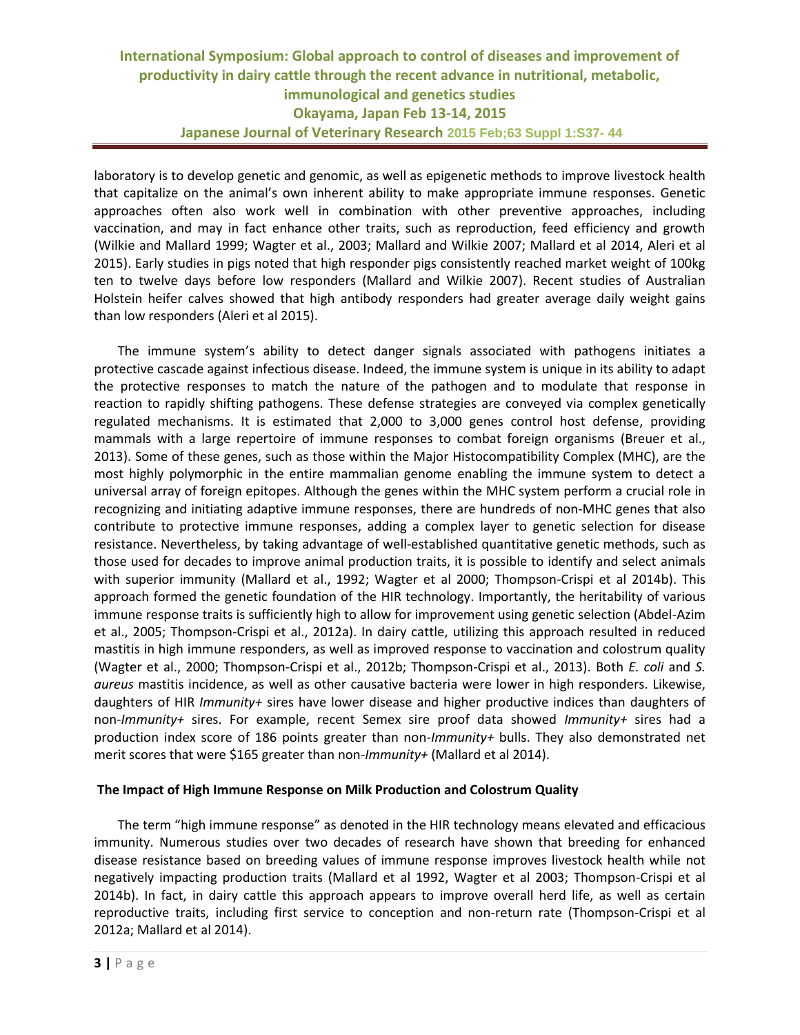laboratory is to develop genetic and genomic, as well as epigenetic methods to improve livestock health that capitalize on the animal's own inherent ability to make appropriate immune responses. Genetic approaches often also work well in combination with other preventive approaches, including vaccination, and may in fact enhance other traits, such as reproduction, feed efficiency and growth (Wilkie and Mallard 1999; Wagter et al., 2003; Mallard and Wilkie 2007; Mallard et al 2014, Aleri et al 2015). Early studies in pigs noted that high responder pigs consistently reached market weight of 100kg ten to twelve days before low responders (Mallard and Wilkie 2007). Recent studies of Australian Holstein heifer calves showed that high antibody responders had greater average daily weight gains than low responders (Aleri et al 2015).

The immune system's ability to detect danger signals associated with pathogens initiates a protective cascade against infectious disease. Indeed, the immune system is unique in its ability to adapt the protective responses to match the nature of the pathogen and to modulate that response in reaction to rapidly shifting pathogens. These defense strategies are conveyed via complex genetically regulated mechanisms. It is estimated that 2,000 to 3,000 genes control host defense, providing mammals with a large repertoire of immune responses to combat foreign organisms (Breuer et al., 2013). Some of these genes, such as those within the Major Histocompatibility Complex (MHC), are the most highly polymorphic in the entire mammalian genome enabling the immune system to detect a universal array of foreign epitopes. Although the genes within the MHC system perform a crucial role in recognizing and initiating adaptive immune responses, there are hundreds of non-MHC genes that also contribute to protective immune responses, adding a complex layer to genetic selection for disease resistance. Nevertheless, by taking advantage of well-established quantitative genetic methods, such as those used for decades to improve animal production traits, it is possible to identify and select animals with superior immunity (Mallard et al., 1992; Wagter et al 2000; Thompson-Crispi et al 2014b). This approach formed the genetic foundation of the HIR technology. Importantly, the heritability of various immune response traits is sufficiently high to allow for improvement using genetic selection (Abdel-Azim et al., 2005; Thompson-Crispi et al., 2012a). In dairy cattle, utilizing this approach resulted in reduced mastitis in high immune responders, as well as improved response to vaccination and colostrum quality (Wagter et al., 2000; Thompson-Crispi et al., 2012b; Thompson-Crispi et al., 2013). Both *E. coli* and *S. aureus* mastitis incidence, as well as other causative bacteria were lower in high responders. Likewise, daughters of HIR *Immunity+* sires have lower disease and higher productive indices than daughters of non-*Immunity+* sires. For example, recent Semex sire proof data showed *Immunity+* sires had a production index score of 186 points greater than non-*Immunity+* bulls. They also demonstrated net merit scores that were $165 greater than non-*Immunity+* (Mallard et al 2014).

### The Impact of High Immune Response on Milk Production and Colostrum Quality

The term "high immune response" as denoted in the HIR technology means elevated and efficacious immunity. Numerous studies over two decades of research have shown that breeding for enhanced disease resistance based on breeding values of immune response improves livestock health while not negatively impacting production traits (Mallard et al 1992, Wagter et al 2003; Thompson-Crispi et al 2014b). In fact, in dairy cattle this approach appears to improve overall herd life, as well as certain reproductive traits, including first service to conception and non-return rate (Thompson-Crispi et al 2012a; Mallard et al 2014).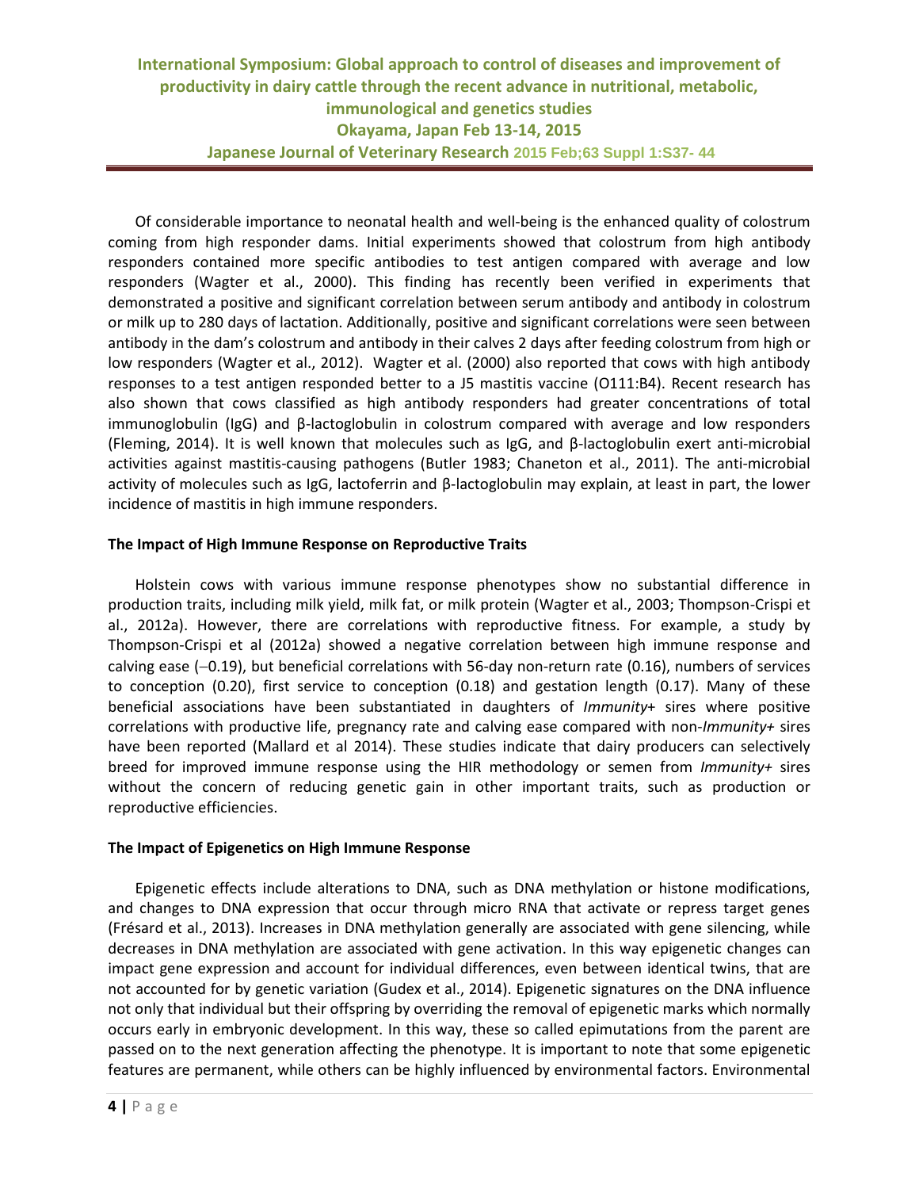Of considerable importance to neonatal health and well-being is the enhanced quality of colostrum coming from high responder dams. Initial experiments showed that colostrum from high antibody responders contained more specific antibodies to test antigen compared with average and low responders (Wagter et al., 2000). This finding has recently been verified in experiments that demonstrated a positive and significant correlation between serum antibody and antibody in colostrum or milk up to 280 days of lactation. Additionally, positive and significant correlations were seen between antibody in the dam's colostrum and antibody in their calves 2 days after feeding colostrum from high or low responders (Wagter et al., 2012). Wagter et al. (2000) also reported that cows with high antibody responses to a test antigen responded better to a J5 mastitis vaccine (O111:B4). Recent research has also shown that cows classified as high antibody responders had greater concentrations of total immunoglobulin (IgG) and β-lactoglobulin in colostrum compared with average and low responders (Fleming, 2014). It is well known that molecules such as IgG, and β-lactoglobulin exert anti-microbial activities against mastitis-causing pathogens (Butler 1983; Chaneton et al., 2011). The anti-microbial activity of molecules such as IgG, lactoferrin and β-lactoglobulin may explain, at least in part, the lower incidence of mastitis in high immune responders.

**The Impact of High Immune Response on Reproductive Traits**

Holstein cows with various immune response phenotypes show no substantial difference in production traits, including milk yield, milk fat, or milk protein (Wagter et al., 2003; Thompson-Crispi et al., 2012a). However, there are correlations with reproductive fitness. For example, a study by Thompson-Crispi et al (2012a) showed a negative correlation between high immune response and calving ease (−0.19), but beneficial correlations with 56-day non-return rate (0.16), numbers of services to conception (0.20), first service to conception (0.18) and gestation length (0.17). Many of these beneficial associations have been substantiated in daughters of *Immunity*+ sires where positive correlations with productive life, pregnancy rate and calving ease compared with non-*Immunity+* sires have been reported (Mallard et al 2014). These studies indicate that dairy producers can selectively breed for improved immune response using the HIR methodology or semen from *Immunity+* sires without the concern of reducing genetic gain in other important traits, such as production or reproductive efficiencies.

**The Impact of Epigenetics on High Immune Response**

Epigenetic effects include alterations to DNA, such as DNA methylation or histone modifications, and changes to DNA expression that occur through micro RNA that activate or repress target genes (Frésard et al., 2013). Increases in DNA methylation generally are associated with gene silencing, while decreases in DNA methylation are associated with gene activation. In this way epigenetic changes can impact gene expression and account for individual differences, even between identical twins, that are not accounted for by genetic variation (Gudex et al., 2014). Epigenetic signatures on the DNA influence not only that individual but their offspring by overriding the removal of epigenetic marks which normally occurs early in embryonic development. In this way, these so called epimutations from the parent are passed on to the next generation affecting the phenotype. It is important to note that some epigenetic features are permanent, while others can be highly influenced by environmental factors. Environmental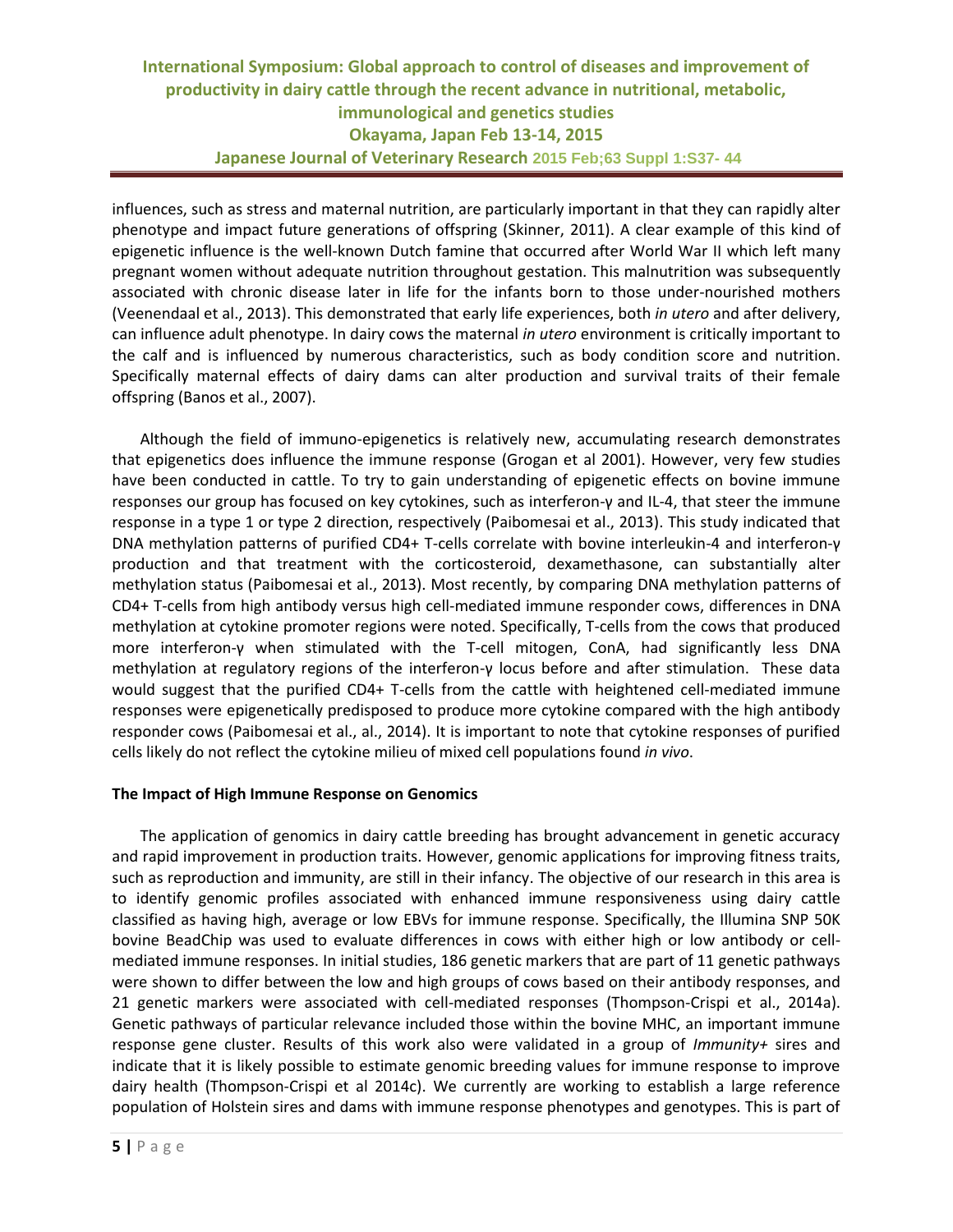influences, such as stress and maternal nutrition, are particularly important in that they can rapidly alter phenotype and impact future generations of offspring (Skinner, 2011). A clear example of this kind of epigenetic influence is the well-known Dutch famine that occurred after World War II which left many pregnant women without adequate nutrition throughout gestation. This malnutrition was subsequently associated with chronic disease later in life for the infants born to those under-nourished mothers (Veenendaal et al., 2013). This demonstrated that early life experiences, both *in utero* and after delivery, can influence adult phenotype. In dairy cows the maternal *in utero* environment is critically important to the calf and is influenced by numerous characteristics, such as body condition score and nutrition. Specifically maternal effects of dairy dams can alter production and survival traits of their female offspring (Banos et al., 2007).

Although the field of immuno-epigenetics is relatively new, accumulating research demonstrates that epigenetics does influence the immune response (Grogan et al 2001). However, very few studies have been conducted in cattle. To try to gain understanding of epigenetic effects on bovine immune responses our group has focused on key cytokines, such as interferon-γ and IL-4, that steer the immune response in a type 1 or type 2 direction, respectively (Paibomesai et al., 2013). This study indicated that DNA methylation patterns of purified CD4+ T-cells correlate with bovine interleukin-4 and interferon-γ production and that treatment with the corticosteroid, dexamethasone, can substantially alter methylation status (Paibomesai et al., 2013). Most recently, by comparing DNA methylation patterns of CD4+ T-cells from high antibody versus high cell-mediated immune responder cows, differences in DNA methylation at cytokine promoter regions were noted. Specifically, T-cells from the cows that produced more interferon-γ when stimulated with the T-cell mitogen, ConA, had significantly less DNA methylation at regulatory regions of the interferon-γ locus before and after stimulation. These data would suggest that the purified CD4+ T-cells from the cattle with heightened cell-mediated immune responses were epigenetically predisposed to produce more cytokine compared with the high antibody responder cows (Paibomesai et al., al., 2014). It is important to note that cytokine responses of purified cells likely do not reflect the cytokine milieu of mixed cell populations found *in vivo*.

**The Impact of High Immune Response on Genomics**

The application of genomics in dairy cattle breeding has brought advancement in genetic accuracy and rapid improvement in production traits. However, genomic applications for improving fitness traits, such as reproduction and immunity, are still in their infancy. The objective of our research in this area is to identify genomic profiles associated with enhanced immune responsiveness using dairy cattle classified as having high, average or low EBVs for immune response. Specifically, the Illumina SNP 50K bovine BeadChip was used to evaluate differences in cows with either high or low antibody or cell-mediated immune responses. In initial studies, 186 genetic markers that are part of 11 genetic pathways were shown to differ between the low and high groups of cows based on their antibody responses, and 21 genetic markers were associated with cell-mediated responses (Thompson-Crispi et al., 2014a). Genetic pathways of particular relevance included those within the bovine MHC, an important immune response gene cluster. Results of this work also were validated in a group of *Immunity+* sires and indicate that it is likely possible to estimate genomic breeding values for immune response to improve dairy health (Thompson-Crispi et al 2014c). We currently are working to establish a large reference population of Holstein sires and dams with immune response phenotypes and genotypes. This is part of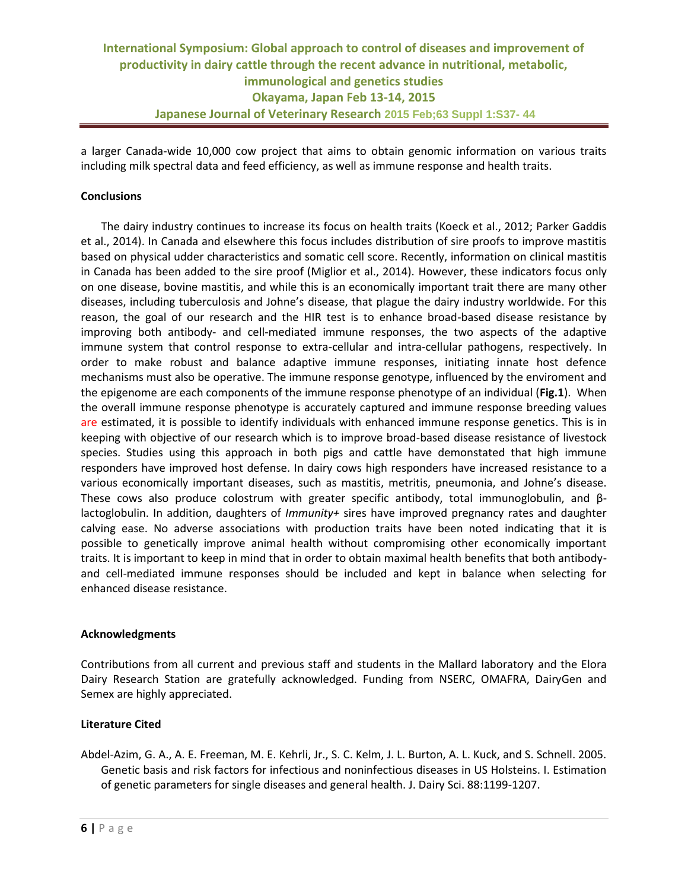a larger Canada-wide 10,000 cow project that aims to obtain genomic information on various traits including milk spectral data and feed efficiency, as well as immune response and health traits.

**Conclusions**

The dairy industry continues to increase its focus on health traits (Koeck et al., 2012; Parker Gaddis et al., 2014). In Canada and elsewhere this focus includes distribution of sire proofs to improve mastitis based on physical udder characteristics and somatic cell score. Recently, information on clinical mastitis in Canada has been added to the sire proof (Miglior et al., 2014). However, these indicators focus only on one disease, bovine mastitis, and while this is an economically important trait there are many other diseases, including tuberculosis and Johne's disease, that plague the dairy industry worldwide. For this reason, the goal of our research and the HIR test is to enhance broad-based disease resistance by improving both antibody- and cell-mediated immune responses, the two aspects of the adaptive immune system that control response to extra-cellular and intra-cellular pathogens, respectively. In order to make robust and balance adaptive immune responses, initiating innate host defence mechanisms must also be operative. The immune response genotype, influenced by the enviroment and the epigenome are each components of the immune response phenotype of an individual (**Fig.1**). When the overall immune response phenotype is accurately captured and immune response breeding values are estimated, it is possible to identify individuals with enhanced immune response genetics. This is in keeping with objective of our research which is to improve broad-based disease resistance of livestock species. Studies using this approach in both pigs and cattle have demonstated that high immune responders have improved host defense. In dairy cows high responders have increased resistance to a various economically important diseases, such as mastitis, metritis, pneumonia, and Johne's disease. These cows also produce colostrum with greater specific antibody, total immunoglobulin, and β-lactoglobulin. In addition, daughters of *Immunity+* sires have improved pregnancy rates and daughter calving ease. No adverse associations with production traits have been noted indicating that it is possible to genetically improve animal health without compromising other economically important traits. It is important to keep in mind that in order to obtain maximal health benefits that both antibody- and cell-mediated immune responses should be included and kept in balance when selecting for enhanced disease resistance.

**Acknowledgments**

Contributions from all current and previous staff and students in the Mallard laboratory and the Elora Dairy Research Station are gratefully acknowledged. Funding from NSERC, OMAFRA, DairyGen and Semex are highly appreciated.

**Literature Cited**

Abdel-Azim, G. A., A. E. Freeman, M. E. Kehrli, Jr., S. C. Kelm, J. L. Burton, A. L. Kuck, and S. Schnell. 2005. Genetic basis and risk factors for infectious and noninfectious diseases in US Holsteins. I. Estimation of genetic parameters for single diseases and general health. J. Dairy Sci. 88:1199-1207.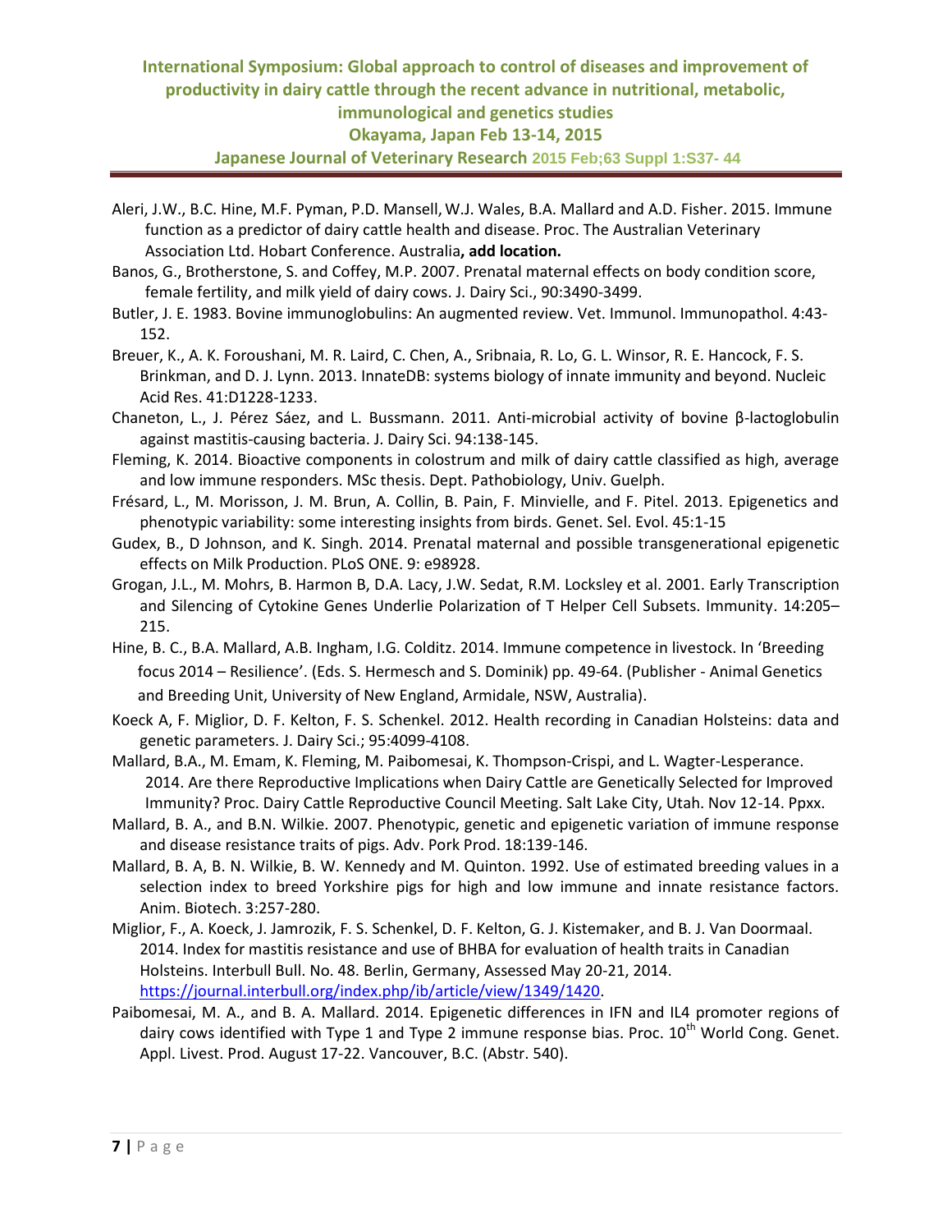Aleri, J.W., B.C. Hine, M.F. Pyman, P.D. Mansell, W.J. Wales, B.A. Mallard and A.D. Fisher. 2015. Immune function as a predictor of dairy cattle health and disease. Proc. The Australian Veterinary Association Ltd. Hobart Conference. Australia**, add location.**

Banos, G., Brotherstone, S. and Coffey, M.P. 2007. Prenatal maternal effects on body condition score, female fertility, and milk yield of dairy cows. J. Dairy Sci., 90:3490-3499.

Butler, J. E. 1983. Bovine immunoglobulins: An augmented review. Vet. Immunol. Immunopathol. 4:43-152.

Breuer, K., A. K. Foroushani, M. R. Laird, C. Chen, A., Sribnaia, R. Lo, G. L. Winsor, R. E. Hancock, F. S. Brinkman, and D. J. Lynn. 2013. InnateDB: systems biology of innate immunity and beyond. Nucleic Acid Res. 41:D1228-1233.

Chaneton, L., J. Pérez Sáez, and L. Bussmann. 2011. Anti-microbial activity of bovine β-lactoglobulin against mastitis-causing bacteria. J. Dairy Sci. 94:138-145.

Fleming, K. 2014. Bioactive components in colostrum and milk of dairy cattle classified as high, average and low immune responders. MSc thesis. Dept. Pathobiology, Univ. Guelph.

Frésard, L., M. Morisson, J. M. Brun, A. Collin, B. Pain, F. Minvielle, and F. Pitel. 2013. Epigenetics and phenotypic variability: some interesting insights from birds. Genet. Sel. Evol. 45:1-15

Gudex, B., D Johnson, and K. Singh. 2014. Prenatal maternal and possible transgenerational epigenetic effects on Milk Production. PLoS ONE. 9: e98928.

Grogan, J.L., M. Mohrs, B. Harmon B, D.A. Lacy, J.W. Sedat, R.M. Locksley et al. 2001. Early Transcription and Silencing of Cytokine Genes Underlie Polarization of T Helper Cell Subsets. Immunity. 14:205–215.

Hine, B. C., B.A. Mallard, A.B. Ingham, I.G. Colditz. 2014. Immune competence in livestock. In 'Breeding focus 2014 – Resilience'. (Eds. S. Hermesch and S. Dominik) pp. 49-64. (Publisher - Animal Genetics and Breeding Unit, University of New England, Armidale, NSW, Australia).

Koeck A, F. Miglior, D. F. Kelton, F. S. Schenkel. 2012. Health recording in Canadian Holsteins: data and genetic parameters. J. Dairy Sci.; 95:4099-4108.

Mallard, B.A., M. Emam, K. Fleming, M. Paibomesai, K. Thompson-Crispi, and L. Wagter-Lesperance. 2014. Are there Reproductive Implications when Dairy Cattle are Genetically Selected for Improved Immunity? Proc. Dairy Cattle Reproductive Council Meeting. Salt Lake City, Utah. Nov 12-14. Ppxx.

Mallard, B. A., and B.N. Wilkie. 2007. Phenotypic, genetic and epigenetic variation of immune response and disease resistance traits of pigs. Adv. Pork Prod. 18:139-146.

Mallard, B. A, B. N. Wilkie, B. W. Kennedy and M. Quinton. 1992. Use of estimated breeding values in a selection index to breed Yorkshire pigs for high and low immune and innate resistance factors. Anim. Biotech. 3:257-280.

Miglior, F., A. Koeck, J. Jamrozik, F. S. Schenkel, D. F. Kelton, G. J. Kistemaker, and B. J. Van Doormaal. 2014. Index for mastitis resistance and use of BHBA for evaluation of health traits in Canadian Holsteins. Interbull Bull. No. 48. Berlin, Germany, Assessed May 20-21, 2014. https://journal.interbull.org/index.php/ib/article/view/1349/1420.

Paibomesai, M. A., and B. A. Mallard. 2014. Epigenetic differences in IFN and IL4 promoter regions of dairy cows identified with Type 1 and Type 2 immune response bias. Proc. 10th World Cong. Genet. Appl. Livest. Prod. August 17-22. Vancouver, B.C. (Abstr. 540).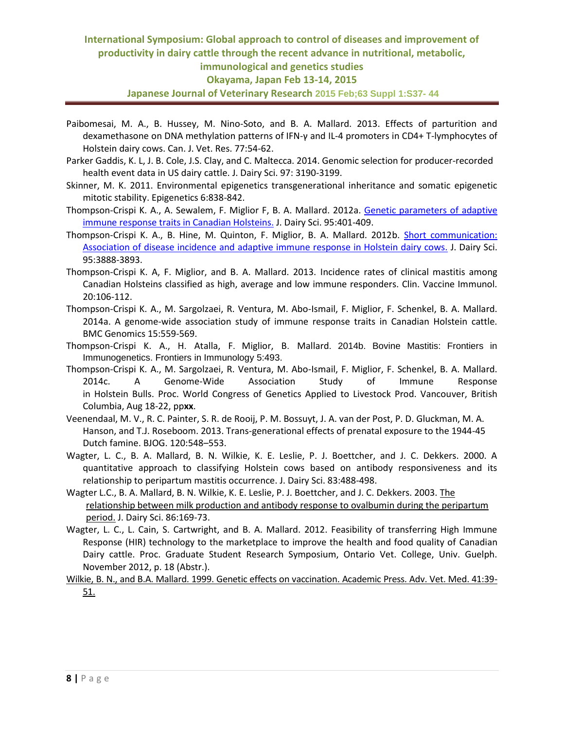Paibomesai, M. A., B. Hussey, M. Nino-Soto, and B. A. Mallard. 2013. Effects of parturition and dexamethasone on DNA methylation patterns of IFN-γ and IL-4 promoters in CD4+ T-lymphocytes of Holstein dairy cows. Can. J. Vet. Res. 77:54-62.

Parker Gaddis, K. L, J. B. Cole, J.S. Clay, and C. Maltecca. 2014. Genomic selection for producer-recorded health event data in US dairy cattle. J. Dairy Sci. 97: 3190-3199.

Skinner, M. K. 2011. Environmental epigenetics transgenerational inheritance and somatic epigenetic mitotic stability. Epigenetics 6:838-842.

Thompson-Crispi K. A., A. Sewalem, F. Miglior F, B. A. Mallard. 2012a. Genetic parameters of adaptive immune response traits in Canadian Holsteins. J. Dairy Sci. 95:401-409.

Thompson-Crispi K. A., B. Hine, M. Quinton, F. Miglior, B. A. Mallard. 2012b. Short communication: Association of disease incidence and adaptive immune response in Holstein dairy cows. J. Dairy Sci. 95:3888-3893.

Thompson-Crispi K. A, F. Miglior, and B. A. Mallard. 2013. Incidence rates of clinical mastitis among Canadian Holsteins classified as high, average and low immune responders. Clin. Vaccine Immunol. 20:106-112.

Thompson-Crispi K. A., M. Sargolzaei, R. Ventura, M. Abo-Ismail, F. Miglior, F. Schenkel, B. A. Mallard. 2014a. A genome-wide association study of immune response traits in Canadian Holstein cattle. BMC Genomics 15:559-569.

Thompson-Crispi K. A., H. Atalla, F. Miglior, B. Mallard. 2014b. Bovine Mastitis: Frontiers in Immunogenetics. Frontiers in Immunology 5:493.

Thompson-Crispi K. A., M. Sargolzaei, R. Ventura, M. Abo-Ismail, F. Miglior, F. Schenkel, B. A. Mallard. 2014c. A Genome-Wide Association Study of Immune Response in Holstein Bulls. Proc. World Congress of Genetics Applied to Livestock Prod. Vancouver, British Columbia, Aug 18-22, pp**xx**.

Veenendaal, M. V., R. C. Painter, S. R. de Rooij, P. M. Bossuyt, J. A. van der Post, P. D. Gluckman, M. A. Hanson, and T.J. Roseboom. 2013. Trans-generational effects of prenatal exposure to the 1944-45 Dutch famine. BJOG. 120:548–553.

Wagter, L. C., B. A. Mallard, B. N. Wilkie, K. E. Leslie, P. J. Boettcher, and J. C. Dekkers. 2000. A quantitative approach to classifying Holstein cows based on antibody responsiveness and its relationship to peripartum mastitis occurrence. J. Dairy Sci. 83:488-498.

Wagter L.C., B. A. Mallard, B. N. Wilkie, K. E. Leslie, P. J. Boettcher, and J. C. Dekkers. 2003. The relationship between milk production and antibody response to ovalbumin during the peripartum period. J. Dairy Sci. 86:169-73.

Wagter, L. C., L. Cain, S. Cartwright, and B. A. Mallard. 2012. Feasibility of transferring High Immune Response (HIR) technology to the marketplace to improve the health and food quality of Canadian Dairy cattle. Proc. Graduate Student Research Symposium, Ontario Vet. College, Univ. Guelph. November 2012, p. 18 (Abstr.).

Wilkie, B. N., and B.A. Mallard. 1999. Genetic effects on vaccination. Academic Press. Adv. Vet. Med. 41:39-51.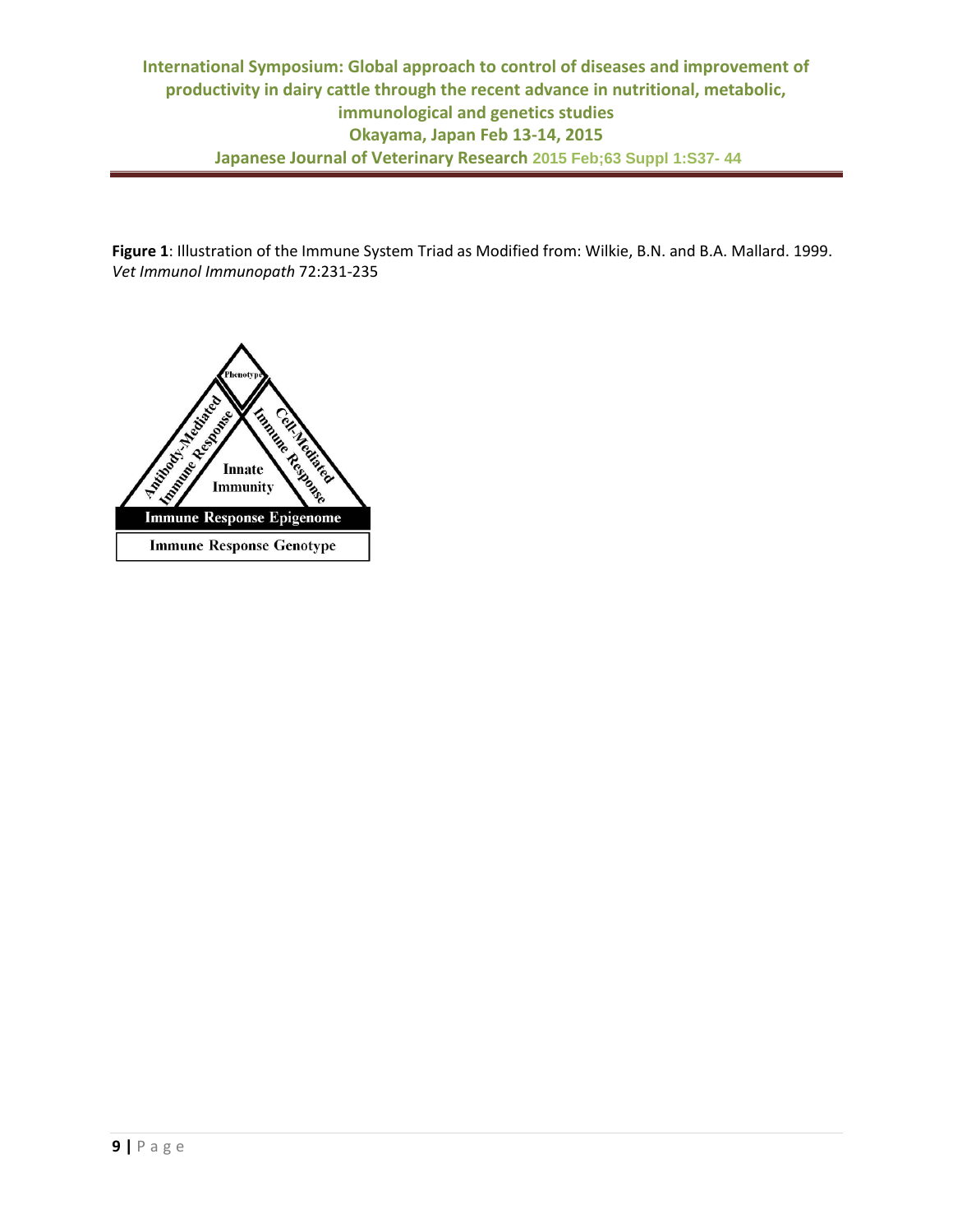**Figure 1**: Illustration of the Immune System Triad as Modified from: Wilkie, B.N. and B.A. Mallard. 1999. *Vet Immunol Immunopath* 72:231-235

Phenotype

Antibody-Mediated Immune Response

Cell-Mediated Immune Response

Innate Immunity

Immune Response Epigenome

Immune Response Genotype